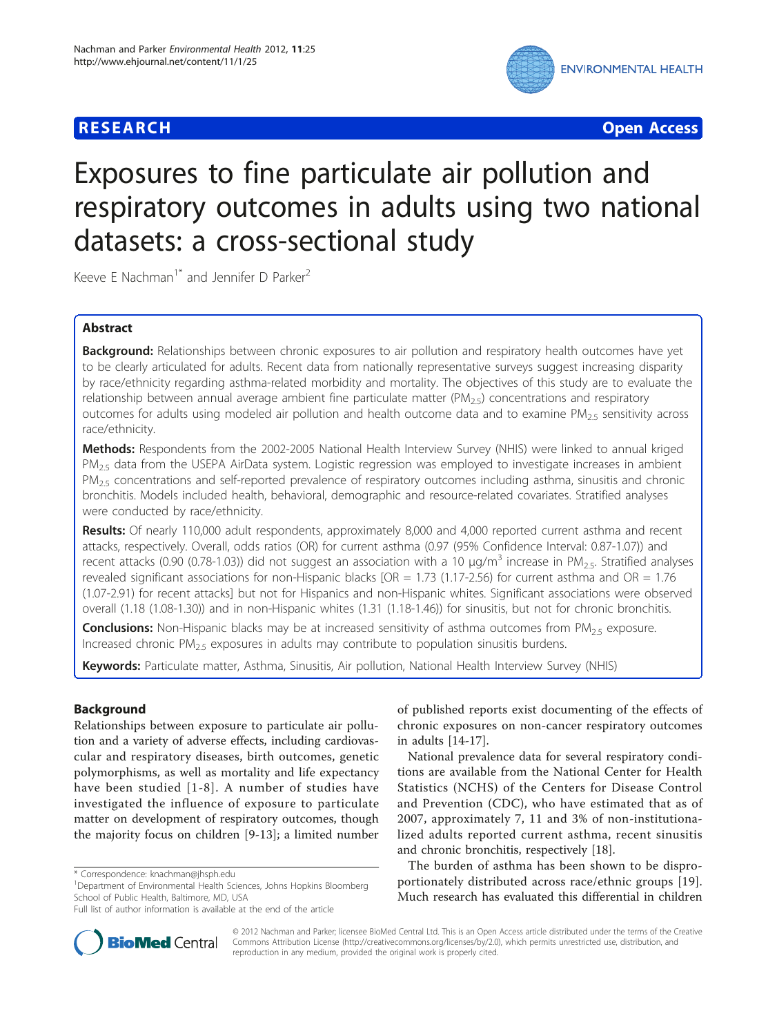**RESEARCH** **Open Access**

# Exposures to fine particulate air pollution and respiratory outcomes in adults using two national datasets: a cross-sectional study

Keeve E Nachman[1*] and Jennifer D Parker[2]

## Abstract

**Background:** Relationships between chronic exposures to air pollution and respiratory health outcomes have yet to be clearly articulated for adults. Recent data from nationally representative surveys suggest increasing disparity by race/ethnicity regarding asthma-related morbidity and mortality. The objectives of this study are to evaluate the relationship between annual average ambient fine particulate matter ($PM_{2.5}$) concentrations and respiratory outcomes for adults using modeled air pollution and health outcome data and to examine $PM_{2.5}$ sensitivity across race/ethnicity.

**Methods:** Respondents from the 2002-2005 National Health Interview Survey (NHIS) were linked to annual kriged $PM_{2.5}$ data from the USEPA AirData system. Logistic regression was employed to investigate increases in ambient $PM_{2.5}$ concentrations and self-reported prevalence of respiratory outcomes including asthma, sinusitis and chronic bronchitis. Models included health, behavioral, demographic and resource-related covariates. Stratified analyses were conducted by race/ethnicity.

**Results:** Of nearly 110,000 adult respondents, approximately 8,000 and 4,000 reported current asthma and recent attacks, respectively. Overall, odds ratios (OR) for current asthma (0.97 (95% Confidence Interval: 0.87-1.07)) and recent attacks (0.90 (0.78-1.03)) did not suggest an association with a 10 $\mu g/m^3$ increase in $PM_{2.5}$. Stratified analyses revealed significant associations for non-Hispanic blacks [OR = 1.73 (1.17-2.56) for current asthma and OR = 1.76 (1.07-2.91) for recent attacks] but not for Hispanics and non-Hispanic whites. Significant associations were observed overall (1.18 (1.08-1.30)) and in non-Hispanic whites (1.31 (1.18-1.46)) for sinusitis, but not for chronic bronchitis.

**Conclusions:** Non-Hispanic blacks may be at increased sensitivity of asthma outcomes from $PM_{2.5}$ exposure. Increased chronic $PM_{2.5}$ exposures in adults may contribute to population sinusitis burdens.

**Keywords:** Particulate matter, Asthma, Sinusitis, Air pollution, National Health Interview Survey (NHIS)

## Background

Relationships between exposure to particulate air pollution and a variety of adverse effects, including cardiovascular and respiratory diseases, birth outcomes, genetic polymorphisms, as well as mortality and life expectancy have been studied [1-8]. A number of studies have investigated the influence of exposure to particulate matter on development of respiratory outcomes, though the majority focus on children [9-13]; a limited number of published reports exist documenting of the effects of chronic exposures on non-cancer respiratory outcomes in adults [14-17].

National prevalence data for several respiratory conditions are available from the National Center for Health Statistics (NCHS) of the Centers for Disease Control and Prevention (CDC), who have estimated that as of 2007, approximately 7, 11 and 3% of non-institutionalized adults reported current asthma, recent sinusitis and chronic bronchitis, respectively [18].

The burden of asthma has been shown to be disproportionately distributed across race/ethnic groups [19]. Much research has evaluated this differential in children

\* Correspondence: knachman@jhsph.edu

[1]Department of Environmental Health Sciences, Johns Hopkins Bloomberg School of Public Health, Baltimore, MD, USA

Full list of author information is available at the end of the article

© 2012 Nachman and Parker; licensee BioMed Central Ltd. This is an Open Access article distributed under the terms of the Creative Commons Attribution License (http://creativecommons.org/licenses/by/2.0), which permits unrestricted use, distribution, and reproduction in any medium, provided the original work is properly cited.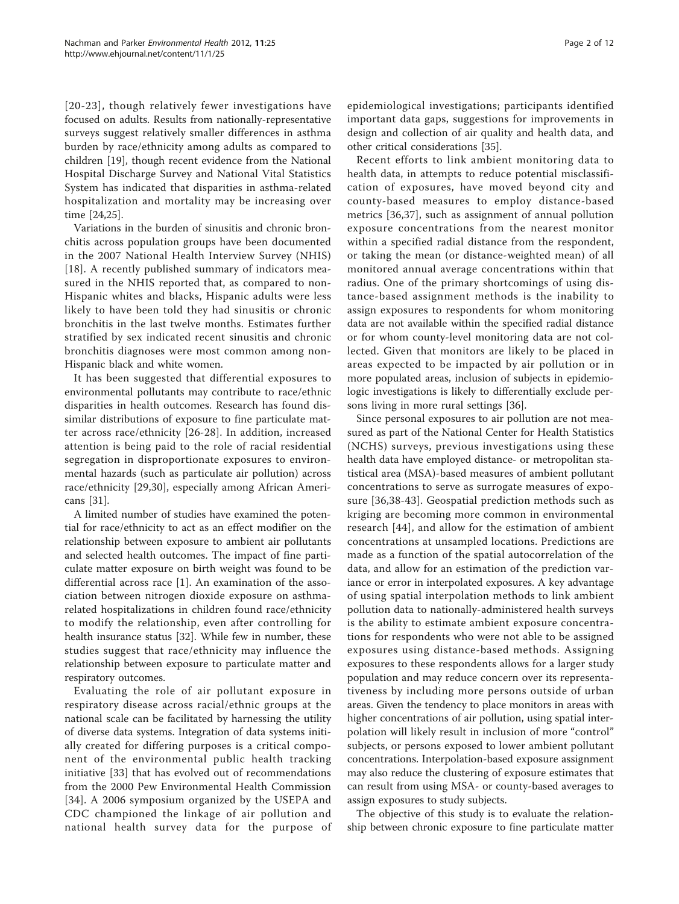[20-23], though relatively fewer investigations have focused on adults. Results from nationally-representative surveys suggest relatively smaller differences in asthma burden by race/ethnicity among adults as compared to children [19], though recent evidence from the National Hospital Discharge Survey and National Vital Statistics System has indicated that disparities in asthma-related hospitalization and mortality may be increasing over time [24,25].

Variations in the burden of sinusitis and chronic bronchitis across population groups have been documented in the 2007 National Health Interview Survey (NHIS) [18]. A recently published summary of indicators measured in the NHIS reported that, as compared to non-Hispanic whites and blacks, Hispanic adults were less likely to have been told they had sinusitis or chronic bronchitis in the last twelve months. Estimates further stratified by sex indicated recent sinusitis and chronic bronchitis diagnoses were most common among non-Hispanic black and white women.

It has been suggested that differential exposures to environmental pollutants may contribute to race/ethnic disparities in health outcomes. Research has found dissimilar distributions of exposure to fine particulate matter across race/ethnicity [26-28]. In addition, increased attention is being paid to the role of racial residential segregation in disproportionate exposures to environmental hazards (such as particulate air pollution) across race/ethnicity [29,30], especially among African Americans [31].

A limited number of studies have examined the potential for race/ethnicity to act as an effect modifier on the relationship between exposure to ambient air pollutants and selected health outcomes. The impact of fine particulate matter exposure on birth weight was found to be differential across race [1]. An examination of the association between nitrogen dioxide exposure on asthma-related hospitalizations in children found race/ethnicity to modify the relationship, even after controlling for health insurance status [32]. While few in number, these studies suggest that race/ethnicity may influence the relationship between exposure to particulate matter and respiratory outcomes.

Evaluating the role of air pollutant exposure in respiratory disease across racial/ethnic groups at the national scale can be facilitated by harnessing the utility of diverse data systems. Integration of data systems initially created for differing purposes is a critical component of the environmental public health tracking initiative [33] that has evolved out of recommendations from the 2000 Pew Environmental Health Commission [34]. A 2006 symposium organized by the USEPA and CDC championed the linkage of air pollution and national health survey data for the purpose of epidemiological investigations; participants identified important data gaps, suggestions for improvements in design and collection of air quality and health data, and other critical considerations [35].

Recent efforts to link ambient monitoring data to health data, in attempts to reduce potential misclassification of exposures, have moved beyond city and county-based measures to employ distance-based metrics [36,37], such as assignment of annual pollution exposure concentrations from the nearest monitor within a specified radial distance from the respondent, or taking the mean (or distance-weighted mean) of all monitored annual average concentrations within that radius. One of the primary shortcomings of using distance-based assignment methods is the inability to assign exposures to respondents for whom monitoring data are not available within the specified radial distance or for whom county-level monitoring data are not collected. Given that monitors are likely to be placed in areas expected to be impacted by air pollution or in more populated areas, inclusion of subjects in epidemiologic investigations is likely to differentially exclude persons living in more rural settings [36].

Since personal exposures to air pollution are not measured as part of the National Center for Health Statistics (NCHS) surveys, previous investigations using these health data have employed distance- or metropolitan statistical area (MSA)-based measures of ambient pollutant concentrations to serve as surrogate measures of exposure [36,38-43]. Geospatial prediction methods such as kriging are becoming more common in environmental research [44], and allow for the estimation of ambient concentrations at unsampled locations. Predictions are made as a function of the spatial autocorrelation of the data, and allow for an estimation of the prediction variance or error in interpolated exposures. A key advantage of using spatial interpolation methods to link ambient pollution data to nationally-administered health surveys is the ability to estimate ambient exposure concentrations for respondents who were not able to be assigned exposures using distance-based methods. Assigning exposures to these respondents allows for a larger study population and may reduce concern over its representativeness by including more persons outside of urban areas. Given the tendency to place monitors in areas with higher concentrations of air pollution, using spatial interpolation will likely result in inclusion of more "control" subjects, or persons exposed to lower ambient pollutant concentrations. Interpolation-based exposure assignment may also reduce the clustering of exposure estimates that can result from using MSA- or county-based averages to assign exposures to study subjects.

The objective of this study is to evaluate the relationship between chronic exposure to fine particulate matter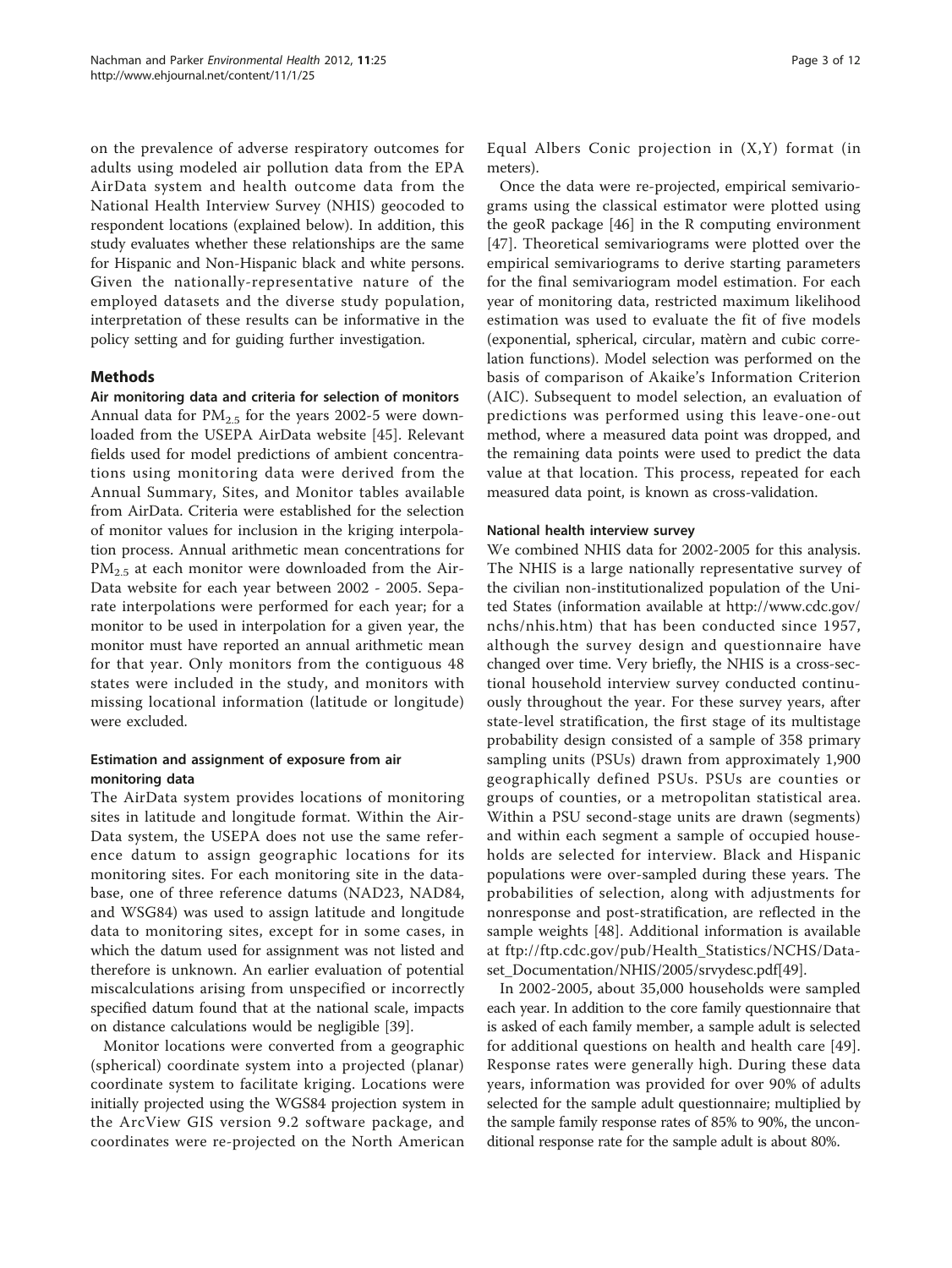on the prevalence of adverse respiratory outcomes for adults using modeled air pollution data from the EPA AirData system and health outcome data from the National Health Interview Survey (NHIS) geocoded to respondent locations (explained below). In addition, this study evaluates whether these relationships are the same for Hispanic and Non-Hispanic black and white persons. Given the nationally-representative nature of the employed datasets and the diverse study population, interpretation of these results can be informative in the policy setting and for guiding further investigation.

## Methods

### Air monitoring data and criteria for selection of monitors

Annual data for $PM_{2.5}$ for the years 2002-5 were downloaded from the USEPA AirData website [45]. Relevant fields used for model predictions of ambient concentrations using monitoring data were derived from the Annual Summary, Sites, and Monitor tables available from AirData. Criteria were established for the selection of monitor values for inclusion in the kriging interpolation process. Annual arithmetic mean concentrations for $PM_{2.5}$ at each monitor were downloaded from the AirData website for each year between 2002 - 2005. Separate interpolations were performed for each year; for a monitor to be used in interpolation for a given year, the monitor must have reported an annual arithmetic mean for that year. Only monitors from the contiguous 48 states were included in the study, and monitors with missing locational information (latitude or longitude) were excluded.

### Estimation and assignment of exposure from air monitoring data

The AirData system provides locations of monitoring sites in latitude and longitude format. Within the AirData system, the USEPA does not use the same reference datum to assign geographic locations for its monitoring sites. For each monitoring site in the database, one of three reference datums (NAD23, NAD84, and WSG84) was used to assign latitude and longitude data to monitoring sites, except for in some cases, in which the datum used for assignment was not listed and therefore is unknown. An earlier evaluation of potential miscalculations arising from unspecified or incorrectly specified datum found that at the national scale, impacts on distance calculations would be negligible [39].

Monitor locations were converted from a geographic (spherical) coordinate system into a projected (planar) coordinate system to facilitate kriging. Locations were initially projected using the WGS84 projection system in the ArcView GIS version 9.2 software package, and coordinates were re-projected on the North American Equal Albers Conic projection in (X,Y) format (in meters).

Once the data were re-projected, empirical semivariograms using the classical estimator were plotted using the geoR package [46] in the R computing environment [47]. Theoretical semivariograms were plotted over the empirical semivariograms to derive starting parameters for the final semivariogram model estimation. For each year of monitoring data, restricted maximum likelihood estimation was used to evaluate the fit of five models (exponential, spherical, circular, matèrn and cubic correlation functions). Model selection was performed on the basis of comparison of Akaike's Information Criterion (AIC). Subsequent to model selection, an evaluation of predictions was performed using this leave-one-out method, where a measured data point was dropped, and the remaining data points were used to predict the data value at that location. This process, repeated for each measured data point, is known as cross-validation.

### National health interview survey

We combined NHIS data for 2002-2005 for this analysis. The NHIS is a large nationally representative survey of the civilian non-institutionalized population of the United States (information available at http://www.cdc.gov/nchs/nhis.htm) that has been conducted since 1957, although the survey design and questionnaire have changed over time. Very briefly, the NHIS is a cross-sectional household interview survey conducted continuously throughout the year. For these survey years, after state-level stratification, the first stage of its multistage probability design consisted of a sample of 358 primary sampling units (PSUs) drawn from approximately 1,900 geographically defined PSUs. PSUs are counties or groups of counties, or a metropolitan statistical area. Within a PSU second-stage units are drawn (segments) and within each segment a sample of occupied households are selected for interview. Black and Hispanic populations were over-sampled during these years. The probabilities of selection, along with adjustments for nonresponse and post-stratification, are reflected in the sample weights [48]. Additional information is available at ftp://ftp.cdc.gov/pub/Health_Statistics/NCHS/Dataset_Documentation/NHIS/2005/srvydesc.pdf[49].

In 2002-2005, about 35,000 households were sampled each year. In addition to the core family questionnaire that is asked of each family member, a sample adult is selected for additional questions on health and health care [49]. Response rates were generally high. During these data years, information was provided for over 90% of adults selected for the sample adult questionnaire; multiplied by the sample family response rates of 85% to 90%, the unconditional response rate for the sample adult is about 80%.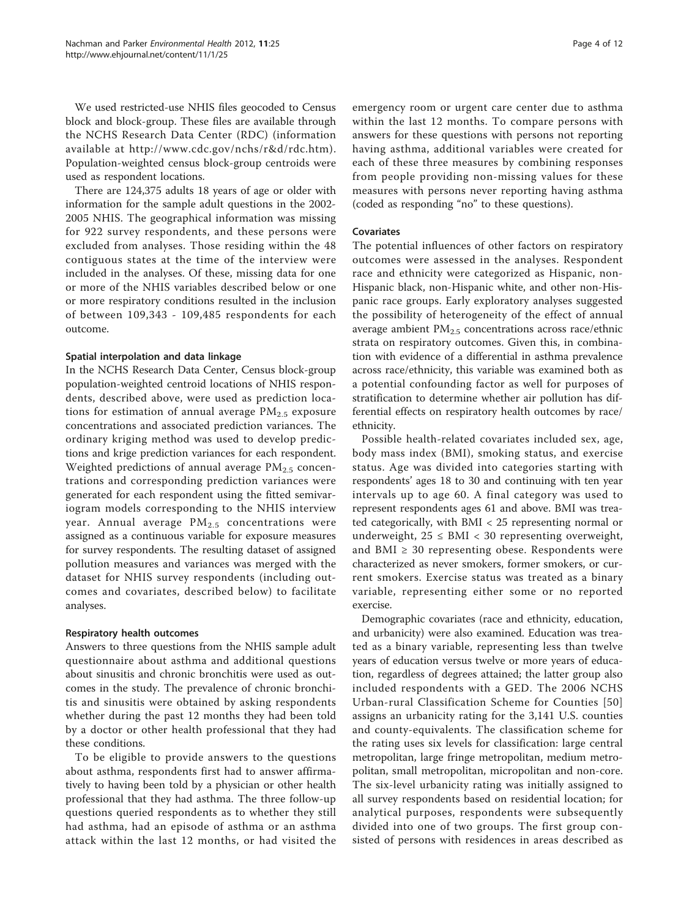We used restricted-use NHIS files geocoded to Census block and block-group. These files are available through the NCHS Research Data Center (RDC) (information available at http://www.cdc.gov/nchs/r&d/rdc.htm). Population-weighted census block-group centroids were used as respondent locations.

There are 124,375 adults 18 years of age or older with information for the sample adult questions in the 2002-2005 NHIS. The geographical information was missing for 922 survey respondents, and these persons were excluded from analyses. Those residing within the 48 contiguous states at the time of the interview were included in the analyses. Of these, missing data for one or more of the NHIS variables described below or one or more respiratory conditions resulted in the inclusion of between 109,343 - 109,485 respondents for each outcome.

### Spatial interpolation and data linkage

In the NCHS Research Data Center, Census block-group population-weighted centroid locations of NHIS respondents, described above, were used as prediction locations for estimation of annual average $PM_{2.5}$ exposure concentrations and associated prediction variances. The ordinary kriging method was used to develop predictions and krige prediction variances for each respondent. Weighted predictions of annual average $PM_{2.5}$ concentrations and corresponding prediction variances were generated for each respondent using the fitted semivariogram models corresponding to the NHIS interview year. Annual average $PM_{2.5}$ concentrations were assigned as a continuous variable for exposure measures for survey respondents. The resulting dataset of assigned pollution measures and variances was merged with the dataset for NHIS survey respondents (including outcomes and covariates, described below) to facilitate analyses.

### Respiratory health outcomes

Answers to three questions from the NHIS sample adult questionnaire about asthma and additional questions about sinusitis and chronic bronchitis were used as outcomes in the study. The prevalence of chronic bronchitis and sinusitis were obtained by asking respondents whether during the past 12 months they had been told by a doctor or other health professional that they had these conditions.

To be eligible to provide answers to the questions about asthma, respondents first had to answer affirmatively to having been told by a physician or other health professional that they had asthma. The three follow-up questions queried respondents as to whether they still had asthma, had an episode of asthma or an asthma attack within the last 12 months, or had visited the emergency room or urgent care center due to asthma within the last 12 months. To compare persons with answers for these questions with persons not reporting having asthma, additional variables were created for each of these three measures by combining responses from people providing non-missing values for these measures with persons never reporting having asthma (coded as responding "no" to these questions).

### Covariates

The potential influences of other factors on respiratory outcomes were assessed in the analyses. Respondent race and ethnicity were categorized as Hispanic, non-Hispanic black, non-Hispanic white, and other non-Hispanic race groups. Early exploratory analyses suggested the possibility of heterogeneity of the effect of annual average ambient $PM_{2.5}$ concentrations across race/ethnic strata on respiratory outcomes. Given this, in combination with evidence of a differential in asthma prevalence across race/ethnicity, this variable was examined both as a potential confounding factor as well for purposes of stratification to determine whether air pollution has differential effects on respiratory health outcomes by race/ethnicity.

Possible health-related covariates included sex, age, body mass index (BMI), smoking status, and exercise status. Age was divided into categories starting with respondents' ages 18 to 30 and continuing with ten year intervals up to age 60. A final category was used to represent respondents ages 61 and above. BMI was treated categorically, with BMI < 25 representing normal or underweight, 25 ≤ BMI < 30 representing overweight, and BMI ≥ 30 representing obese. Respondents were characterized as never smokers, former smokers, or current smokers. Exercise status was treated as a binary variable, representing either some or no reported exercise.

Demographic covariates (race and ethnicity, education, and urbanicity) were also examined. Education was treated as a binary variable, representing less than twelve years of education versus twelve or more years of education, regardless of degrees attained; the latter group also included respondents with a GED. The 2006 NCHS Urban-rural Classification Scheme for Counties [50] assigns an urbanicity rating for the 3,141 U.S. counties and county-equivalents. The classification scheme for the rating uses six levels for classification: large central metropolitan, large fringe metropolitan, medium metropolitan, small metropolitan, micropolitan and non-core. The six-level urbanicity rating was initially assigned to all survey respondents based on residential location; for analytical purposes, respondents were subsequently divided into one of two groups. The first group consisted of persons with residences in areas described as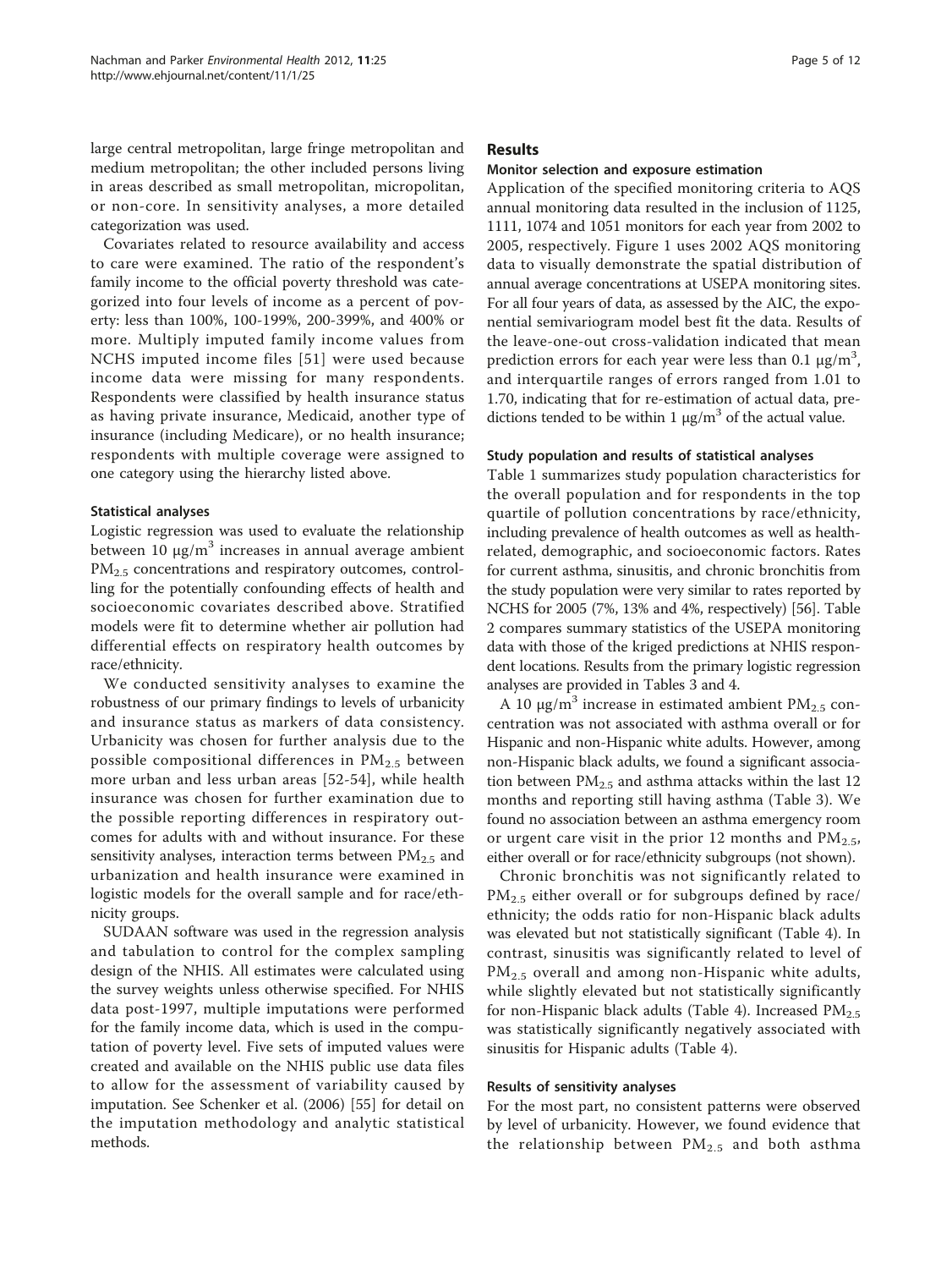large central metropolitan, large fringe metropolitan and medium metropolitan; the other included persons living in areas described as small metropolitan, micropolitan, or non-core. In sensitivity analyses, a more detailed categorization was used.

Covariates related to resource availability and access to care were examined. The ratio of the respondent's family income to the official poverty threshold was categorized into four levels of income as a percent of poverty: less than 100%, 100-199%, 200-399%, and 400% or more. Multiply imputed family income values from NCHS imputed income files [51] were used because income data were missing for many respondents. Respondents were classified by health insurance status as having private insurance, Medicaid, another type of insurance (including Medicare), or no health insurance; respondents with multiple coverage were assigned to one category using the hierarchy listed above.

### Statistical analyses

Logistic regression was used to evaluate the relationship between 10 $\mu g/m^3$ increases in annual average ambient $PM_{2.5}$ concentrations and respiratory outcomes, controlling for the potentially confounding effects of health and socioeconomic covariates described above. Stratified models were fit to determine whether air pollution had differential effects on respiratory health outcomes by race/ethnicity.

We conducted sensitivity analyses to examine the robustness of our primary findings to levels of urbanicity and insurance status as markers of data consistency. Urbanicity was chosen for further analysis due to the possible compositional differences in $PM_{2.5}$ between more urban and less urban areas [52-54], while health insurance was chosen for further examination due to the possible reporting differences in respiratory outcomes for adults with and without insurance. For these sensitivity analyses, interaction terms between $PM_{2.5}$ and urbanization and health insurance were examined in logistic models for the overall sample and for race/ethnicity groups.

SUDAAN software was used in the regression analysis and tabulation to control for the complex sampling design of the NHIS. All estimates were calculated using the survey weights unless otherwise specified. For NHIS data post-1997, multiple imputations were performed for the family income data, which is used in the computation of poverty level. Five sets of imputed values were created and available on the NHIS public use data files to allow for the assessment of variability caused by imputation. See Schenker et al. (2006) [55] for detail on the imputation methodology and analytic statistical methods.

## Results

### Monitor selection and exposure estimation

Application of the specified monitoring criteria to AQS annual monitoring data resulted in the inclusion of 1125, 1111, 1074 and 1051 monitors for each year from 2002 to 2005, respectively. Figure 1 uses 2002 AQS monitoring data to visually demonstrate the spatial distribution of annual average concentrations at USEPA monitoring sites. For all four years of data, as assessed by the AIC, the exponential semivariogram model best fit the data. Results of the leave-one-out cross-validation indicated that mean prediction errors for each year were less than 0.1 $\mu g/m^3$, and interquartile ranges of errors ranged from 1.01 to 1.70, indicating that for re-estimation of actual data, predictions tended to be within 1 $\mu g/m^3$ of the actual value.

### Study population and results of statistical analyses

Table 1 summarizes study population characteristics for the overall population and for respondents in the top quartile of pollution concentrations by race/ethnicity, including prevalence of health outcomes as well as health-related, demographic, and socioeconomic factors. Rates for current asthma, sinusitis, and chronic bronchitis from the study population were very similar to rates reported by NCHS for 2005 (7%, 13% and 4%, respectively) [56]. Table 2 compares summary statistics of the USEPA monitoring data with those of the kriged predictions at NHIS respondent locations. Results from the primary logistic regression analyses are provided in Tables 3 and 4.

A 10 $\mu g/m^3$ increase in estimated ambient $PM_{2.5}$ concentration was not associated with asthma overall or for Hispanic and non-Hispanic white adults. However, among non-Hispanic black adults, we found a significant association between $PM_{2.5}$ and asthma attacks within the last 12 months and reporting still having asthma (Table 3). We found no association between an asthma emergency room or urgent care visit in the prior 12 months and $PM_{2.5}$, either overall or for race/ethnicity subgroups (not shown).

Chronic bronchitis was not significantly related to $PM_{2.5}$ either overall or for subgroups defined by race/ethnicity; the odds ratio for non-Hispanic black adults was elevated but not statistically significant (Table 4). In contrast, sinusitis was significantly related to level of $PM_{2.5}$ overall and among non-Hispanic white adults, while slightly elevated but not statistically significantly for non-Hispanic black adults (Table 4). Increased $PM_{2.5}$ was statistically significantly negatively associated with sinusitis for Hispanic adults (Table 4).

### Results of sensitivity analyses

For the most part, no consistent patterns were observed by level of urbanicity. However, we found evidence that the relationship between $PM_{2.5}$ and both asthma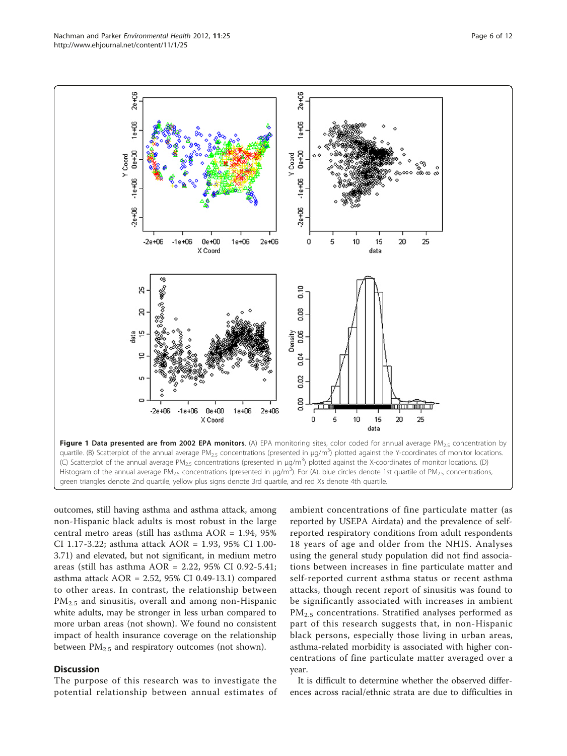**Figure 1 Data presented are from 2002 EPA monitors**. (A) EPA monitoring sites, color coded for annual average $PM_{2.5}$ concentration by quartile. (B) Scatterplot of the annual average $PM_{2.5}$ concentrations (presented in μg/m$^3$) plotted against the Y-coordinates of monitor locations. (C) Scatterplot of the annual average $PM_{2.5}$ concentrations (presented in μg/m$^3$) plotted against the X-coordinates of monitor locations. (D) Histogram of the annual average $PM_{2.5}$ concentrations (presented in μg/m$^3$). For (A), blue circles denote 1st quartile of $PM_{2.5}$ concentrations, green triangles denote 2nd quartile, yellow plus signs denote 3rd quartile, and red Xs denote 4th quartile.

outcomes, still having asthma and asthma attack, among non-Hispanic black adults is most robust in the large central metro areas (still has asthma AOR = 1.94, 95% CI 1.17-3.22; asthma attack AOR = 1.93, 95% CI 1.00-3.71) and elevated, but not significant, in medium metro areas (still has asthma AOR = 2.22, 95% CI 0.92-5.41; asthma attack AOR = 2.52, 95% CI 0.49-13.1) compared to other areas. In contrast, the relationship between $PM_{2.5}$ and sinusitis, overall and among non-Hispanic white adults, may be stronger in less urban compared to more urban areas (not shown). We found no consistent impact of health insurance coverage on the relationship between $PM_{2.5}$ and respiratory outcomes (not shown).

## Discussion

The purpose of this research was to investigate the potential relationship between annual estimates of ambient concentrations of fine particulate matter (as reported by USEPA Airdata) and the prevalence of self-reported respiratory conditions from adult respondents 18 years of age and older from the NHIS. Analyses using the general study population did not find associations between increases in fine particulate matter and self-reported current asthma status or recent asthma attacks, though recent report of sinusitis was found to be significantly associated with increases in ambient $PM_{2.5}$ concentrations. Stratified analyses performed as part of this research suggests that, in non-Hispanic black persons, especially those living in urban areas, asthma-related morbidity is associated with higher concentrations of fine particulate matter averaged over a year.

It is difficult to determine whether the observed differences across racial/ethnic strata are due to difficulties in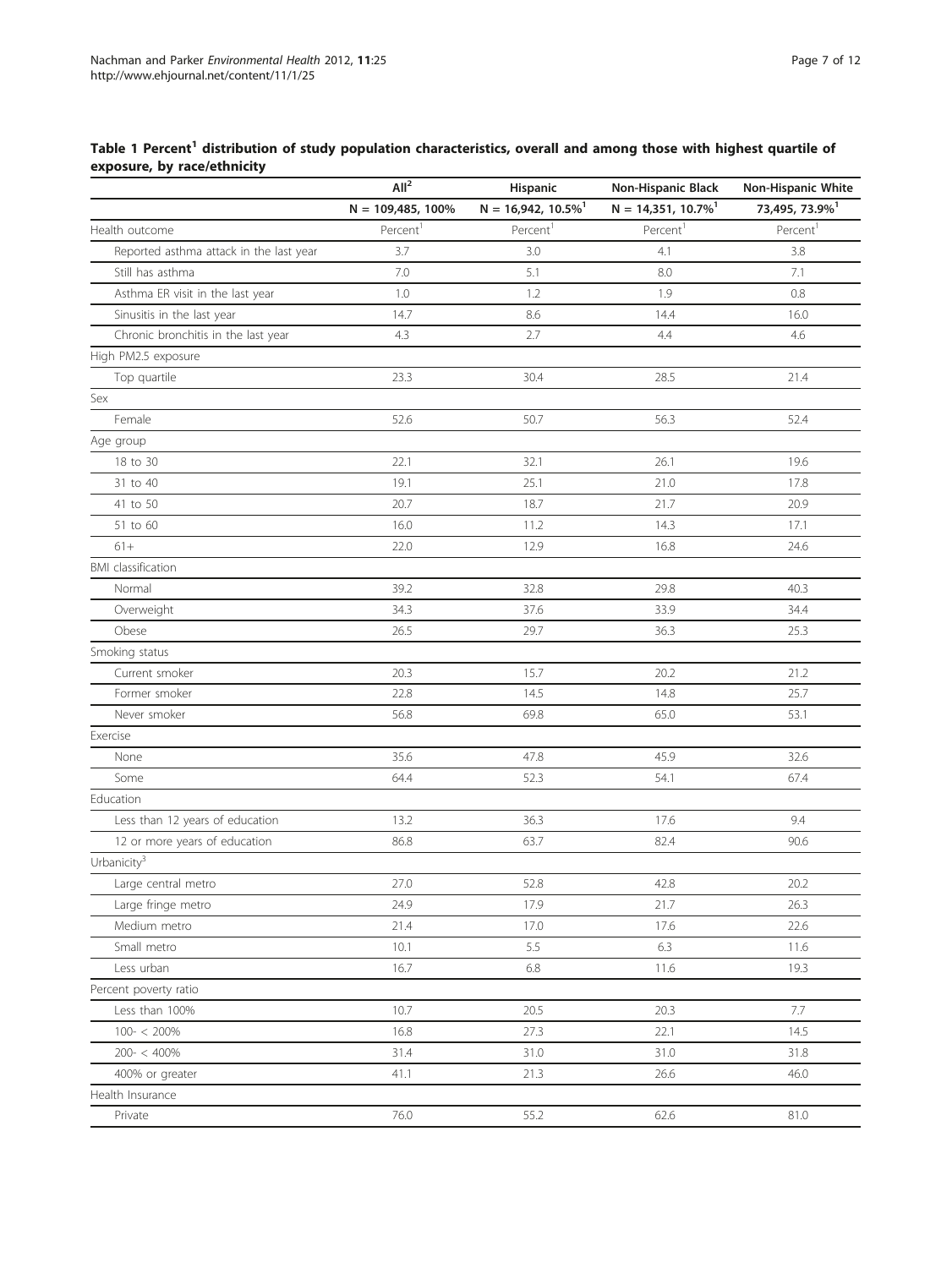**Table 1 Percent[1] distribution of study population characteristics, overall and among those with highest quartile of exposure, by race/ethnicity**

| | All[2] | Hispanic | Non-Hispanic Black | Non-Hispanic White |
|---|---|---|---|---|
| | N = 109,485, 100% | N = 16,942, 10.5%[1] | N = 14,351, 10.7%[1] | 73,495, 73.9%[1] |
| Health outcome | Percent[1] | Percent[1] | Percent[1] | Percent[1] |
| Reported asthma attack in the last year | 3.7 | 3.0 | 4.1 | 3.8 |
| Still has asthma | 7.0 | 5.1 | 8.0 | 7.1 |
| Asthma ER visit in the last year | 1.0 | 1.2 | 1.9 | 0.8 |
| Sinusitis in the last year | 14.7 | 8.6 | 14.4 | 16.0 |
| Chronic bronchitis in the last year | 4.3 | 2.7 | 4.4 | 4.6 |
| High PM2.5 exposure | | | | |
| Top quartile | 23.3 | 30.4 | 28.5 | 21.4 |
| Sex | | | | |
| Female | 52.6 | 50.7 | 56.3 | 52.4 |
| Age group | | | | |
| 18 to 30 | 22.1 | 32.1 | 26.1 | 19.6 |
| 31 to 40 | 19.1 | 25.1 | 21.0 | 17.8 |
| 41 to 50 | 20.7 | 18.7 | 21.7 | 20.9 |
| 51 to 60 | 16.0 | 11.2 | 14.3 | 17.1 |
| 61+ | 22.0 | 12.9 | 16.8 | 24.6 |
| BMI classification | | | | |
| Normal | 39.2 | 32.8 | 29.8 | 40.3 |
| Overweight | 34.3 | 37.6 | 33.9 | 34.4 |
| Obese | 26.5 | 29.7 | 36.3 | 25.3 |
| Smoking status | | | | |
| Current smoker | 20.3 | 15.7 | 20.2 | 21.2 |
| Former smoker | 22.8 | 14.5 | 14.8 | 25.7 |
| Never smoker | 56.8 | 69.8 | 65.0 | 53.1 |
| Exercise | | | | |
| None | 35.6 | 47.8 | 45.9 | 32.6 |
| Some | 64.4 | 52.3 | 54.1 | 67.4 |
| Education | | | | |
| Less than 12 years of education | 13.2 | 36.3 | 17.6 | 9.4 |
| 12 or more years of education | 86.8 | 63.7 | 82.4 | 90.6 |
| Urbanicity[3] | | | | |
| Large central metro | 27.0 | 52.8 | 42.8 | 20.2 |
| Large fringe metro | 24.9 | 17.9 | 21.7 | 26.3 |
| Medium metro | 21.4 | 17.0 | 17.6 | 22.6 |
| Small metro | 10.1 | 5.5 | 6.3 | 11.6 |
| Less urban | 16.7 | 6.8 | 11.6 | 19.3 |
| Percent poverty ratio | | | | |
| Less than 100% | 10.7 | 20.5 | 20.3 | 7.7 |
| 100- < 200% | 16.8 | 27.3 | 22.1 | 14.5 |
| 200- < 400% | 31.4 | 31.0 | 31.0 | 31.8 |
| 400% or greater | 41.1 | 21.3 | 26.6 | 46.0 |
| Health Insurance | | | | |
| Private | 76.0 | 55.2 | 62.6 | 81.0 |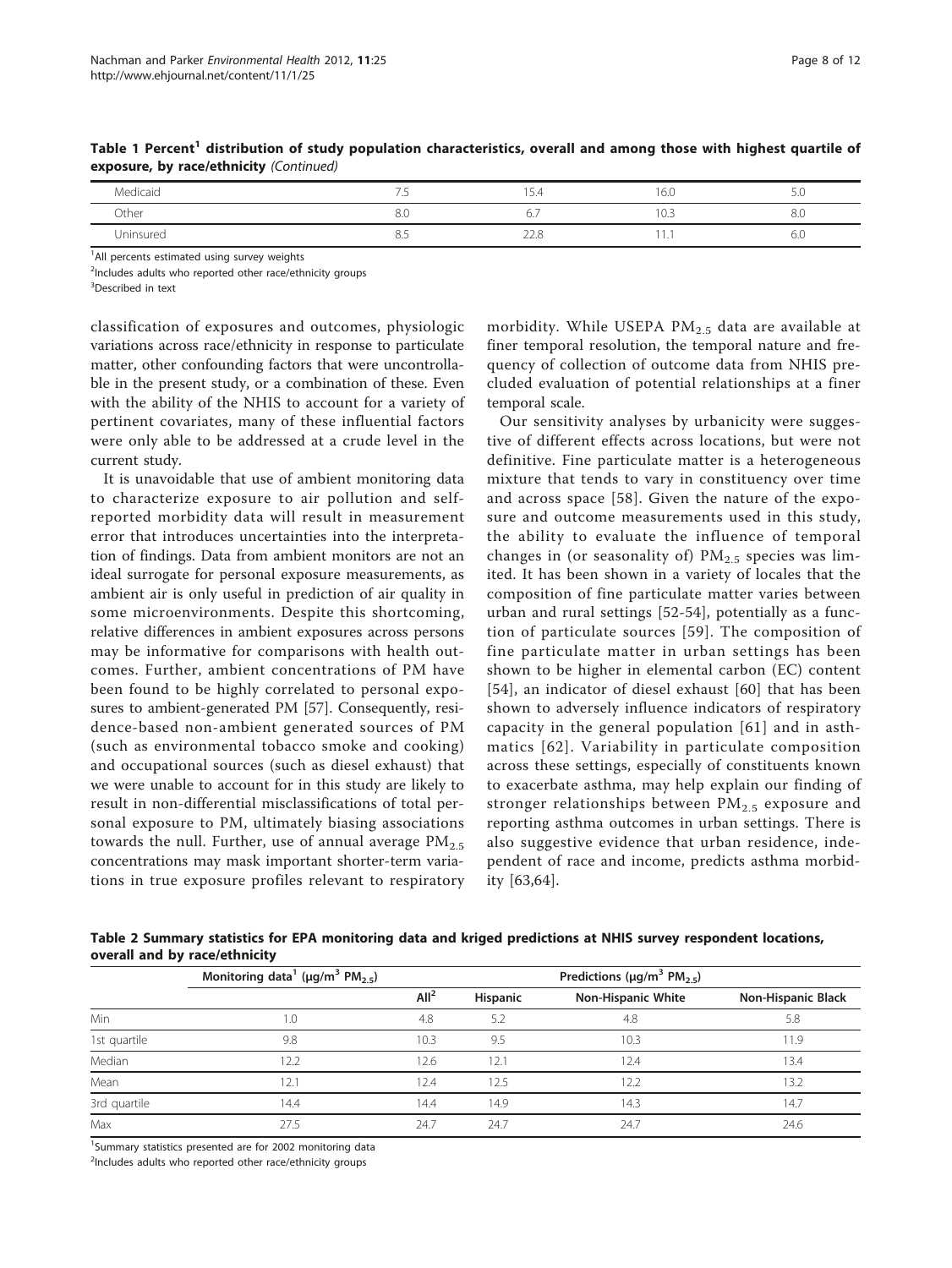**Table 1 Percent[1] distribution of study population characteristics, overall and among those with highest quartile of exposure, by race/ethnicity** *(Continued)*

| | | | | |
|---|---|---|---|---|
| Medicaid | 7.5 | 15.4 | 16.0 | 5.0 |
| Other | 8.0 | 6.7 | 10.3 | 8.0 |
| Uninsured | 8.5 | 22.8 | 11.1 | 6.0 |

[1]All percents estimated using survey weights

[2]Includes adults who reported other race/ethnicity groups

[3]Described in text

classification of exposures and outcomes, physiologic variations across race/ethnicity in response to particulate matter, other confounding factors that were uncontrollable in the present study, or a combination of these. Even with the ability of the NHIS to account for a variety of pertinent covariates, many of these influential factors were only able to be addressed at a crude level in the current study.

It is unavoidable that use of ambient monitoring data to characterize exposure to air pollution and self-reported morbidity data will result in measurement error that introduces uncertainties into the interpretation of findings. Data from ambient monitors are not an ideal surrogate for personal exposure measurements, as ambient air is only useful in prediction of air quality in some microenvironments. Despite this shortcoming, relative differences in ambient exposures across persons may be informative for comparisons with health outcomes. Further, ambient concentrations of PM have been found to be highly correlated to personal exposures to ambient-generated PM [57]. Consequently, residence-based non-ambient generated sources of PM (such as environmental tobacco smoke and cooking) and occupational sources (such as diesel exhaust) that we were unable to account for in this study are likely to result in non-differential misclassifications of total personal exposure to PM, ultimately biasing associations towards the null. Further, use of annual average $PM_{2.5}$ concentrations may mask important shorter-term variations in true exposure profiles relevant to respiratory morbidity. While USEPA $PM_{2.5}$ data are available at finer temporal resolution, the temporal nature and frequency of collection of outcome data from NHIS precluded evaluation of potential relationships at a finer temporal scale.

Our sensitivity analyses by urbanicity were suggestive of different effects across locations, but were not definitive. Fine particulate matter is a heterogeneous mixture that tends to vary in constituency over time and across space [58]. Given the nature of the exposure and outcome measurements used in this study, the ability to evaluate the influence of temporal changes in (or seasonality of) $PM_{2.5}$ species was limited. It has been shown in a variety of locales that the composition of fine particulate matter varies between urban and rural settings [52-54], potentially as a function of particulate sources [59]. The composition of fine particulate matter in urban settings has been shown to be higher in elemental carbon (EC) content [54], an indicator of diesel exhaust [60] that has been shown to adversely influence indicators of respiratory capacity in the general population [61] and in asthmatics [62]. Variability in particulate composition across these settings, especially of constituents known to exacerbate asthma, may help explain our finding of stronger relationships between $PM_{2.5}$ exposure and reporting asthma outcomes in urban settings. There is also suggestive evidence that urban residence, independent of race and income, predicts asthma morbidity [63,64].

**Table 2 Summary statistics for EPA monitoring data and kriged predictions at NHIS survey respondent locations, overall and by race/ethnicity**

| | Monitoring data[1] (μg/m³ $PM_{2.5}$) | Predictions (μg/m³ $PM_{2.5}$) | | | |
|---|---|---|---|---|---|
| | | All[2] | Hispanic | Non-Hispanic White | Non-Hispanic Black |
| Min | 1.0 | 4.8 | 5.2 | 4.8 | 5.8 |
| 1st quartile | 9.8 | 10.3 | 9.5 | 10.3 | 11.9 |
| Median | 12.2 | 12.6 | 12.1 | 12.4 | 13.4 |
| Mean | 12.1 | 12.4 | 12.5 | 12.2 | 13.2 |
| 3rd quartile | 14.4 | 14.4 | 14.9 | 14.3 | 14.7 |
| Max | 27.5 | 24.7 | 24.7 | 24.7 | 24.6 |

[1]Summary statistics presented are for 2002 monitoring data

[2]Includes adults who reported other race/ethnicity groups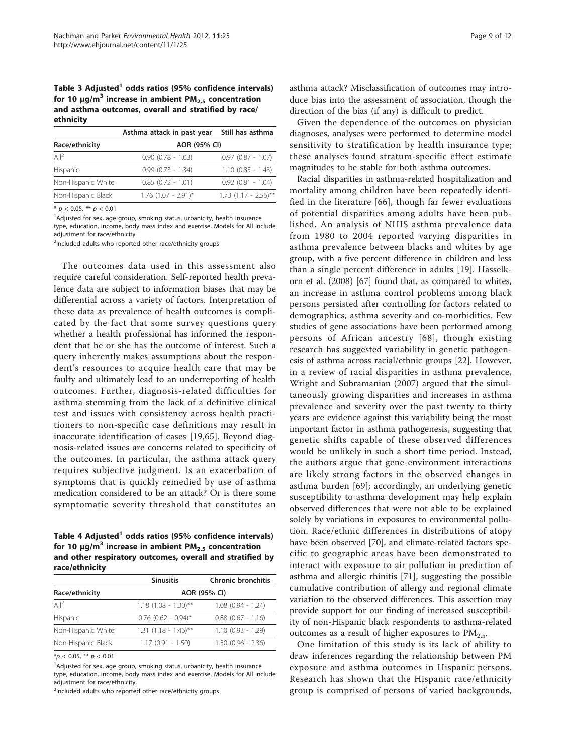**Table 3 Adjusted[1] odds ratios (95% confidence intervals) for 10 μg/m$^3$ increase in ambient $PM_{2.5}$ concentration and asthma outcomes, overall and stratified by race/ethnicity**

| | Asthma attack in past year | Still has asthma |
|---|---|---|
| Race/ethnicity | AOR (95% CI) | |
| All[2] | 0.90 (0.78 - 1.03) | 0.97 (0.87 - 1.07) |
| Hispanic | 0.99 (0.73 - 1.34) | 1.10 (0.85 - 1.43) |
| Non-Hispanic White | 0.85 (0.72 - 1.01) | 0.92 (0.81 - 1.04) |
| Non-Hispanic Black | 1.76 (1.07 - 2.91)* | 1.73 (1.17 - 2.56)** |

* $p < 0.05$, ** $p < 0.01$

[1]Adjusted for sex, age group, smoking status, urbanicity, health insurance type, education, income, body mass index and exercise. Models for All include adjustment for race/ethnicity

[2]Included adults who reported other race/ethnicity groups

The outcomes data used in this assessment also require careful consideration. Self-reported health prevalence data are subject to information biases that may be differential across a variety of factors. Interpretation of these data as prevalence of health outcomes is complicated by the fact that some survey questions query whether a health professional has informed the respondent that he or she has the outcome of interest. Such a query inherently makes assumptions about the respondent's resources to acquire health care that may be faulty and ultimately lead to an underreporting of health outcomes. Further, diagnosis-related difficulties for asthma stemming from the lack of a definitive clinical test and issues with consistency across health practitioners to non-specific case definitions may result in inaccurate identification of cases [19,65]. Beyond diagnosis-related issues are concerns related to specificity of the outcomes. In particular, the asthma attack query requires subjective judgment. Is an exacerbation of symptoms that is quickly remedied by use of asthma medication considered to be an attack? Or is there some symptomatic severity threshold that constitutes an asthma attack? Misclassification of outcomes may introduce bias into the assessment of association, though the direction of the bias (if any) is difficult to predict.

**Table 4 Adjusted[1] odds ratios (95% confidence intervals) for 10 μg/m$^3$ increase in ambient $PM_{2.5}$ concentration and other respiratory outcomes, overall and stratified by race/ethnicity**

| | Sinusitis | Chronic bronchitis |
|---|---|---|
| Race/ethnicity | AOR (95% CI) | |
| All[2] | 1.18 (1.08 - 1.30)** | 1.08 (0.94 - 1.24) |
| Hispanic | 0.76 (0.62 - 0.94)* | 0.88 (0.67 - 1.16) |
| Non-Hispanic White | 1.31 (1.18 - 1.46)** | 1.10 (0.93 - 1.29) |
| Non-Hispanic Black | 1.17 (0.91 - 1.50) | 1.50 (0.96 - 2.36) |

*$p < 0.05$, ** $p < 0.01$

[1]Adjusted for sex, age group, smoking status, urbanicity, health insurance type, education, income, body mass index and exercise. Models for All include adjustment for race/ethnicity.

[2]Included adults who reported other race/ethnicity groups.

Given the dependence of the outcomes on physician diagnoses, analyses were performed to determine model sensitivity to stratification by health insurance type; these analyses found stratum-specific effect estimate magnitudes to be stable for both asthma outcomes.

Racial disparities in asthma-related hospitalization and mortality among children have been repeatedly identified in the literature [66], though far fewer evaluations of potential disparities among adults have been published. An analysis of NHIS asthma prevalence data from 1980 to 2004 reported varying disparities in asthma prevalence between blacks and whites by age group, with a five percent difference in children and less than a single percent difference in adults [19]. Hasselkorn et al. (2008) [67] found that, as compared to whites, an increase in asthma control problems among black persons persisted after controlling for factors related to demographics, asthma severity and co-morbidities. Few studies of gene associations have been performed among persons of African ancestry [68], though existing research has suggested variability in genetic pathogenesis of asthma across racial/ethnic groups [22]. However, in a review of racial disparities in asthma prevalence, Wright and Subramanian (2007) argued that the simultaneously growing disparities and increases in asthma prevalence and severity over the past twenty to thirty years are evidence against this variability being the most important factor in asthma pathogenesis, suggesting that genetic shifts capable of these observed differences would be unlikely in such a short time period. Instead, the authors argue that gene-environment interactions are likely strong factors in the observed changes in asthma burden [69]; accordingly, an underlying genetic susceptibility to asthma development may help explain observed differences that were not able to be explained solely by variations in exposures to environmental pollution. Race/ethnic differences in distributions of atopy have been observed [70], and climate-related factors specific to geographic areas have been demonstrated to interact with exposure to air pollution in prediction of asthma and allergic rhinitis [71], suggesting the possible cumulative contribution of allergy and regional climate variation to the observed differences. This assertion may provide support for our finding of increased susceptibility of non-Hispanic black respondents to asthma-related outcomes as a result of higher exposures to $PM_{2.5}$.

One limitation of this study is its lack of ability to draw inferences regarding the relationship between PM exposure and asthma outcomes in Hispanic persons. Research has shown that the Hispanic race/ethnicity group is comprised of persons of varied backgrounds,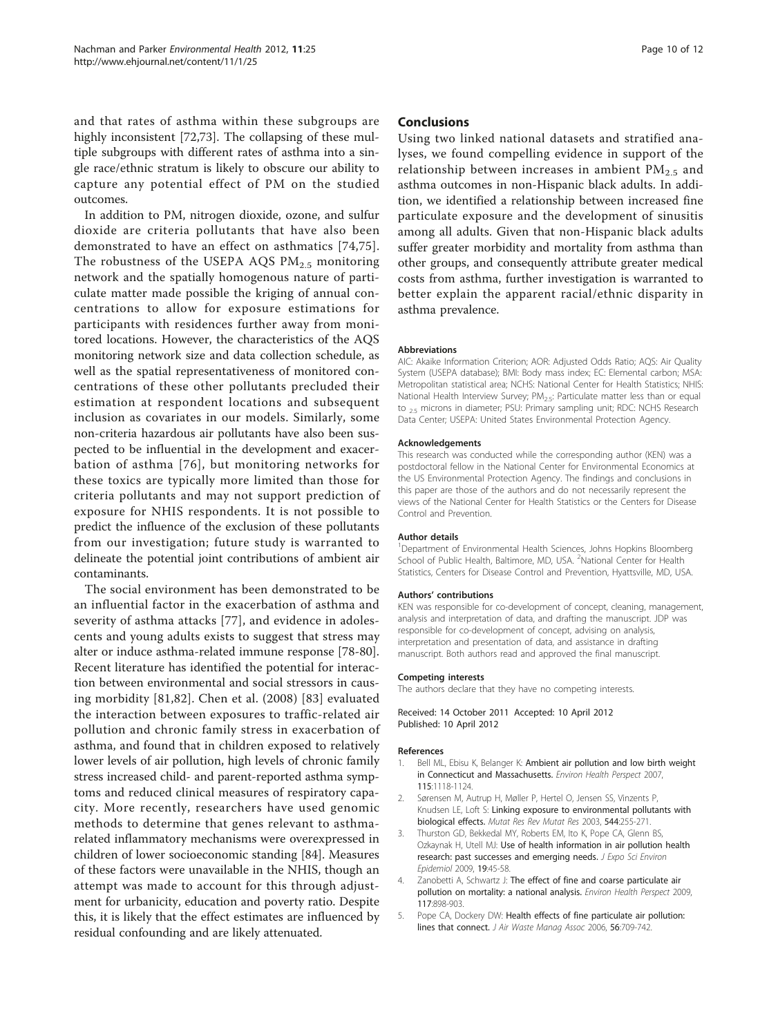and that rates of asthma within these subgroups are highly inconsistent [72,73]. The collapsing of these multiple subgroups with different rates of asthma into a single race/ethnic stratum is likely to obscure our ability to capture any potential effect of PM on the studied outcomes.

In addition to PM, nitrogen dioxide, ozone, and sulfur dioxide are criteria pollutants that have also been demonstrated to have an effect on asthmatics [74,75]. The robustness of the USEPA AQS $PM_{2.5}$ monitoring network and the spatially homogenous nature of particulate matter made possible the kriging of annual concentrations to allow for exposure estimations for participants with residences further away from monitored locations. However, the characteristics of the AQS monitoring network size and data collection schedule, as well as the spatial representativeness of monitored concentrations of these other pollutants precluded their estimation at respondent locations and subsequent inclusion as covariates in our models. Similarly, some non-criteria hazardous air pollutants have also been suspected to be influential in the development and exacerbation of asthma [76], but monitoring networks for these toxics are typically more limited than those for criteria pollutants and may not support prediction of exposure for NHIS respondents. It is not possible to predict the influence of the exclusion of these pollutants from our investigation; future study is warranted to delineate the potential joint contributions of ambient air contaminants.

The social environment has been demonstrated to be an influential factor in the exacerbation of asthma and severity of asthma attacks [77], and evidence in adolescents and young adults exists to suggest that stress may alter or induce asthma-related immune response [78-80]. Recent literature has identified the potential for interaction between environmental and social stressors in causing morbidity [81,82]. Chen et al. (2008) [83] evaluated the interaction between exposures to traffic-related air pollution and chronic family stress in exacerbation of asthma, and found that in children exposed to relatively lower levels of air pollution, high levels of chronic family stress increased child- and parent-reported asthma symptoms and reduced clinical measures of respiratory capacity. More recently, researchers have used genomic methods to determine that genes relevant to asthma-related inflammatory mechanisms were overexpressed in children of lower socioeconomic standing [84]. Measures of these factors were unavailable in the NHIS, though an attempt was made to account for this through adjustment for urbanicity, education and poverty ratio. Despite this, it is likely that the effect estimates are influenced by residual confounding and are likely attenuated.

## Conclusions

Using two linked national datasets and stratified analyses, we found compelling evidence in support of the relationship between increases in ambient $PM_{2.5}$ and asthma outcomes in non-Hispanic black adults. In addition, we identified a relationship between increased fine particulate exposure and the development of sinusitis among all adults. Given that non-Hispanic black adults suffer greater morbidity and mortality from asthma than other groups, and consequently attribute greater medical costs from asthma, further investigation is warranted to better explain the apparent racial/ethnic disparity in asthma prevalence.

#### Abbreviations

AIC: Akaike Information Criterion; AOR: Adjusted Odds Ratio; AQS: Air Quality System (USEPA database); BMI: Body mass index; EC: Elemental carbon; MSA: Metropolitan statistical area; NCHS: National Center for Health Statistics; NHIS: National Health Interview Survey; $PM_{2.5}$: Particulate matter less than or equal to $_{2.5}$ microns in diameter; PSU: Primary sampling unit; RDC: NCHS Research Data Center; USEPA: United States Environmental Protection Agency.

#### Acknowledgements

This research was conducted while the corresponding author (KEN) was a postdoctoral fellow in the National Center for Environmental Economics at the US Environmental Protection Agency. The findings and conclusions in this paper are those of the authors and do not necessarily represent the views of the National Center for Health Statistics or the Centers for Disease Control and Prevention.

#### Author details

[1]Department of Environmental Health Sciences, Johns Hopkins Bloomberg School of Public Health, Baltimore, MD, USA. [2]National Center for Health Statistics, Centers for Disease Control and Prevention, Hyattsville, MD, USA.

#### Authors' contributions

KEN was responsible for co-development of concept, cleaning, management, analysis and interpretation of data, and drafting the manuscript. JDP was responsible for co-development of concept, advising on analysis, interpretation and presentation of data, and assistance in drafting manuscript. Both authors read and approved the final manuscript.

#### Competing interests

The authors declare that they have no competing interests.

Received: 14 October 2011 Accepted: 10 April 2012
Published: 10 April 2012

#### References

1. Bell ML, Ebisu K, Belanger K: **Ambient air pollution and low birth weight in Connecticut and Massachusetts.** *Environ Health Perspect* 2007, **115**:1118-1124.
2. Sørensen M, Autrup H, Møller P, Hertel O, Jensen SS, Vinzents P, Knudsen LE, Loft S: **Linking exposure to environmental pollutants with biological effects.** *Mutat Res Rev Mutat Res* 2003, **544**:255-271.
3. Thurston GD, Bekkedal MY, Roberts EM, Ito K, Pope CA, Glenn BS, Ozkaynak H, Utell MJ: **Use of health information in air pollution health research: past successes and emerging needs.** *J Expo Sci Environ Epidemiol* 2009, **19**:45-58.
4. Zanobetti A, Schwartz J: **The effect of fine and coarse particulate air pollution on mortality: a national analysis.** *Environ Health Perspect* 2009, **117**:898-903.
5. Pope CA, Dockery DW: **Health effects of fine particulate air pollution: lines that connect.** *J Air Waste Manag Assoc* 2006, **56**:709-742.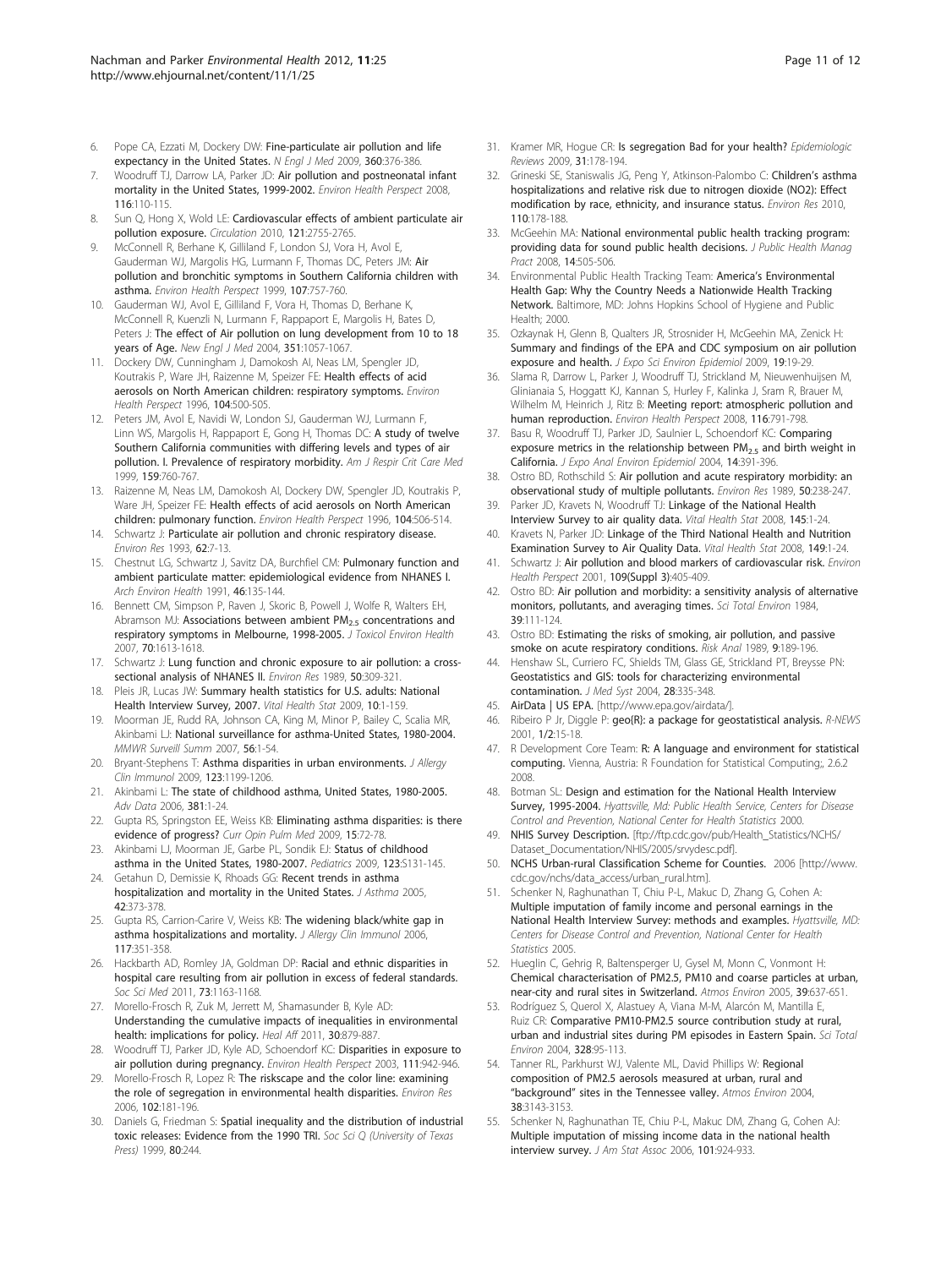6. Pope CA, Ezzati M, Dockery DW: **Fine-particulate air pollution and life expectancy in the United States.** *N Engl J Med* 2009, **360**:376-386.
7. Woodruff TJ, Darrow LA, Parker JD: **Air pollution and postneonatal infant mortality in the United States, 1999-2002.** *Environ Health Perspect* 2008, **116**:110-115.
8. Sun Q, Hong X, Wold LE: **Cardiovascular effects of ambient particulate air pollution exposure.** *Circulation* 2010, **121**:2755-2765.
9. McConnell R, Berhane K, Gilliland F, London SJ, Vora H, Avol E, Gauderman WJ, Margolis HG, Lurmann F, Thomas DC, Peters JM: **Air pollution and bronchitic symptoms in Southern California children with asthma.** *Environ Health Perspect* 1999, **107**:757-760.
10. Gauderman WJ, Avol E, Gilliland F, Vora H, Thomas D, Berhane K, McConnell R, Kuenzli N, Lurmann F, Rappaport E, Margolis H, Bates D, Peters J: **The effect of Air pollution on lung development from 10 to 18 years of Age.** *New Engl J Med* 2004, **351**:1057-1067.
11. Dockery DW, Cunningham J, Damokosh AI, Neas LM, Spengler JD, Koutrakis P, Ware JH, Raizenne M, Speizer FE: **Health effects of acid aerosols on North American children: respiratory symptoms.** *Environ Health Perspect* 1996, **104**:500-505.
12. Peters JM, Avol E, Navidi W, London SJ, Gauderman WJ, Lurmann F, Linn WS, Margolis H, Rappaport E, Gong H, Thomas DC: **A study of twelve Southern California communities with differing levels and types of air pollution. I. Prevalence of respiratory morbidity.** *Am J Respir Crit Care Med* 1999, **159**:760-767.
13. Raizenne M, Neas LM, Damokosh AI, Dockery DW, Spengler JD, Koutrakis P, Ware JH, Speizer FE: **Health effects of acid aerosols on North American children: pulmonary function.** *Environ Health Perspect* 1996, **104**:506-514.
14. Schwartz J: **Particulate air pollution and chronic respiratory disease.** *Environ Res* 1993, **62**:7-13.
15. Chestnut LG, Schwartz J, Savitz DA, Burchfiel CM: **Pulmonary function and ambient particulate matter: epidemiological evidence from NHANES I.** *Arch Environ Health* 1991, **46**:135-144.
16. Bennett CM, Simpson P, Raven J, Skoric B, Powell J, Wolfe R, Walters EH, Abramson MJ: **Associations between ambient $PM_{2.5}$ concentrations and respiratory symptoms in Melbourne, 1998-2005.** *J Toxicol Environ Health* 2007, **70**:1613-1618.
17. Schwartz J: **Lung function and chronic exposure to air pollution: a cross-sectional analysis of NHANES II.** *Environ Res* 1989, **50**:309-321.
18. Pleis JR, Lucas JW: **Summary health statistics for U.S. adults: National Health Interview Survey, 2007.** *Vital Health Stat* 2009, **10**:1-159.
19. Moorman JE, Rudd RA, Johnson CA, King M, Minor P, Bailey C, Scalia MR, Akinbami LJ: **National surveillance for asthma-United States, 1980-2004.** *MMWR Surveill Summ* 2007, **56**:1-54.
20. Bryant-Stephens T: **Asthma disparities in urban environments.** *J Allergy Clin Immunol* 2009, **123**:1199-1206.
21. Akinbami L: **The state of childhood asthma, United States, 1980-2005.** *Adv Data* 2006, **381**:1-24.
22. Gupta RS, Springston EE, Weiss KB: **Eliminating asthma disparities: is there evidence of progress?** *Curr Opin Pulm Med* 2009, **15**:72-78.
23. Akinbami LJ, Moorman JE, Garbe PL, Sondik EJ: **Status of childhood asthma in the United States, 1980-2007.** *Pediatrics* 2009, **123**:S131-145.
24. Getahun D, Demissie K, Rhoads GG: **Recent trends in asthma hospitalization and mortality in the United States.** *J Asthma* 2005, **42**:373-378.
25. Gupta RS, Carrion-Carire V, Weiss KB: **The widening black/white gap in asthma hospitalizations and mortality.** *J Allergy Clin Immunol* 2006, **117**:351-358.
26. Hackbarth AD, Romley JA, Goldman DP: **Racial and ethnic disparities in hospital care resulting from air pollution in excess of federal standards.** *Soc Sci Med* 2011, **73**:1163-1168.
27. Morello-Frosch R, Zuk M, Jerrett M, Shamasunder B, Kyle AD: **Understanding the cumulative impacts of inequalities in environmental health: implications for policy.** *Heal Aff* 2011, **30**:879-887.
28. Woodruff TJ, Parker JD, Kyle AD, Schoendorf KC: **Disparities in exposure to air pollution during pregnancy.** *Environ Health Perspect* 2003, **111**:942-946.
29. Morello-Frosch R, Lopez R: **The riskscape and the color line: examining the role of segregation in environmental health disparities.** *Environ Res* 2006, **102**:181-196.
30. Daniels G, Friedman S: **Spatial inequality and the distribution of industrial toxic releases: Evidence from the 1990 TRI.** *Soc Sci Q (University of Texas Press)* 1999, **80**:244.
31. Kramer MR, Hogue CR: **Is segregation Bad for your health?** *Epidemiologic Reviews* 2009, **31**:178-194.
32. Grineski SE, Staniswalis JG, Peng Y, Atkinson-Palombo C: **Children's asthma hospitalizations and relative risk due to nitrogen dioxide (NO2): Effect modification by race, ethnicity, and insurance status.** *Environ Res* 2010, **110**:178-188.
33. McGeehin MA: **National environmental public health tracking program: providing data for sound public health decisions.** *J Public Health Manag Pract* 2008, **14**:505-506.
34. Environmental Public Health Tracking Team: **America's Environmental Health Gap: Why the Country Needs a Nationwide Health Tracking Network.** Baltimore, MD: Johns Hopkins School of Hygiene and Public Health; 2000.
35. Ozkaynak H, Glenn B, Qualters JR, Strosnider H, McGeehin MA, Zenick H: **Summary and findings of the EPA and CDC symposium on air pollution exposure and health.** *J Expo Sci Environ Epidemiol* 2009, **19**:19-29.
36. Slama R, Darrow L, Parker J, Woodruff TJ, Strickland M, Nieuwenhuijsen M, Glinianaia S, Hoggatt KJ, Kannan S, Hurley F, Kalinka J, Sram R, Brauer M, Wilhelm M, Heinrich J, Ritz B: **Meeting report: atmospheric pollution and human reproduction.** *Environ Health Perspect* 2008, **116**:791-798.
37. Basu R, Woodruff TJ, Parker JD, Saulnier L, Schoendorf KC: **Comparing exposure metrics in the relationship between $PM_{2.5}$ and birth weight in California.** *J Expo Anal Environ Epidemiol* 2004, **14**:391-396.
38. Ostro BD, Rothschild S: **Air pollution and acute respiratory morbidity: an observational study of multiple pollutants.** *Environ Res* 1989, **50**:238-247.
39. Parker JD, Kravets N, Woodruff TJ: **Linkage of the National Health Interview Survey to air quality data.** *Vital Health Stat* 2008, **145**:1-24.
40. Kravets N, Parker JD: **Linkage of the Third National Health and Nutrition Examination Survey to Air Quality Data.** *Vital Health Stat* 2008, **149**:1-24.
41. Schwartz J: **Air pollution and blood markers of cardiovascular risk.** *Environ Health Perspect* 2001, **109(Suppl 3)**:405-409.
42. Ostro BD: **Air pollution and morbidity: a sensitivity analysis of alternative monitors, pollutants, and averaging times.** *Sci Total Environ* 1984, **39**:111-124.
43. Ostro BD: **Estimating the risks of smoking, air pollution, and passive smoke on acute respiratory conditions.** *Risk Anal* 1989, **9**:189-196.
44. Henshaw SL, Curriero FC, Shields TM, Glass GE, Strickland PT, Breysse PN: **Geostatistics and GIS: tools for characterizing environmental contamination.** *J Med Syst* 2004, **28**:335-348.
45. **AirData | US EPA.** [http://www.epa.gov/airdata/].
46. Ribeiro P Jr, Diggle P: **geo{R}: a package for geostatistical analysis.** *R-NEWS* 2001, **1/2**:15-18.
47. R Development Core Team: **R: A language and environment for statistical computing.** Vienna, Austria: R Foundation for Statistical Computing;, 2.6.2 2008.
48. Botman SL: **Design and estimation for the National Health Interview Survey, 1995-2004.** *Hyattsville, Md: Public Health Service, Centers for Disease Control and Prevention, National Center for Health Statistics* 2000.
49. **NHIS Survey Description.** [ftp://ftp.cdc.gov/pub/Health_Statistics/NCHS/Dataset_Documentation/NHIS/2005/srvydesc.pdf].
50. **NCHS Urban-rural Classification Scheme for Counties.** 2006 [http://www.cdc.gov/nchs/data_access/urban_rural.htm].
51. Schenker N, Raghunathan T, Chiu P-L, Makuc D, Zhang G, Cohen A: **Multiple imputation of family income and personal earnings in the National Health Interview Survey: methods and examples.** *Hyattsville, MD: Centers for Disease Control and Prevention, National Center for Health Statistics* 2005.
52. Hueglin C, Gehrig R, Baltensperger U, Gysel M, Monn C, Vonmont H: **Chemical characterisation of PM2.5, PM10 and coarse particles at urban, near-city and rural sites in Switzerland.** *Atmos Environ* 2005, **39**:637-651.
53. Rodríguez S, Querol X, Alastuey A, Viana M-M, Alarcón M, Mantilla E, Ruiz CR: **Comparative PM10-PM2.5 source contribution study at rural, urban and industrial sites during PM episodes in Eastern Spain.** *Sci Total Environ* 2004, **328**:95-113.
54. Tanner RL, Parkhurst WJ, Valente ML, David Phillips W: **Regional composition of PM2.5 aerosols measured at urban, rural and "background" sites in the Tennessee valley.** *Atmos Environ* 2004, **38**:3143-3153.
55. Schenker N, Raghunathan TE, Chiu P-L, Makuc DM, Zhang G, Cohen AJ: **Multiple imputation of missing income data in the national health interview survey.** *J Am Stat Assoc* 2006, **101**:924-933.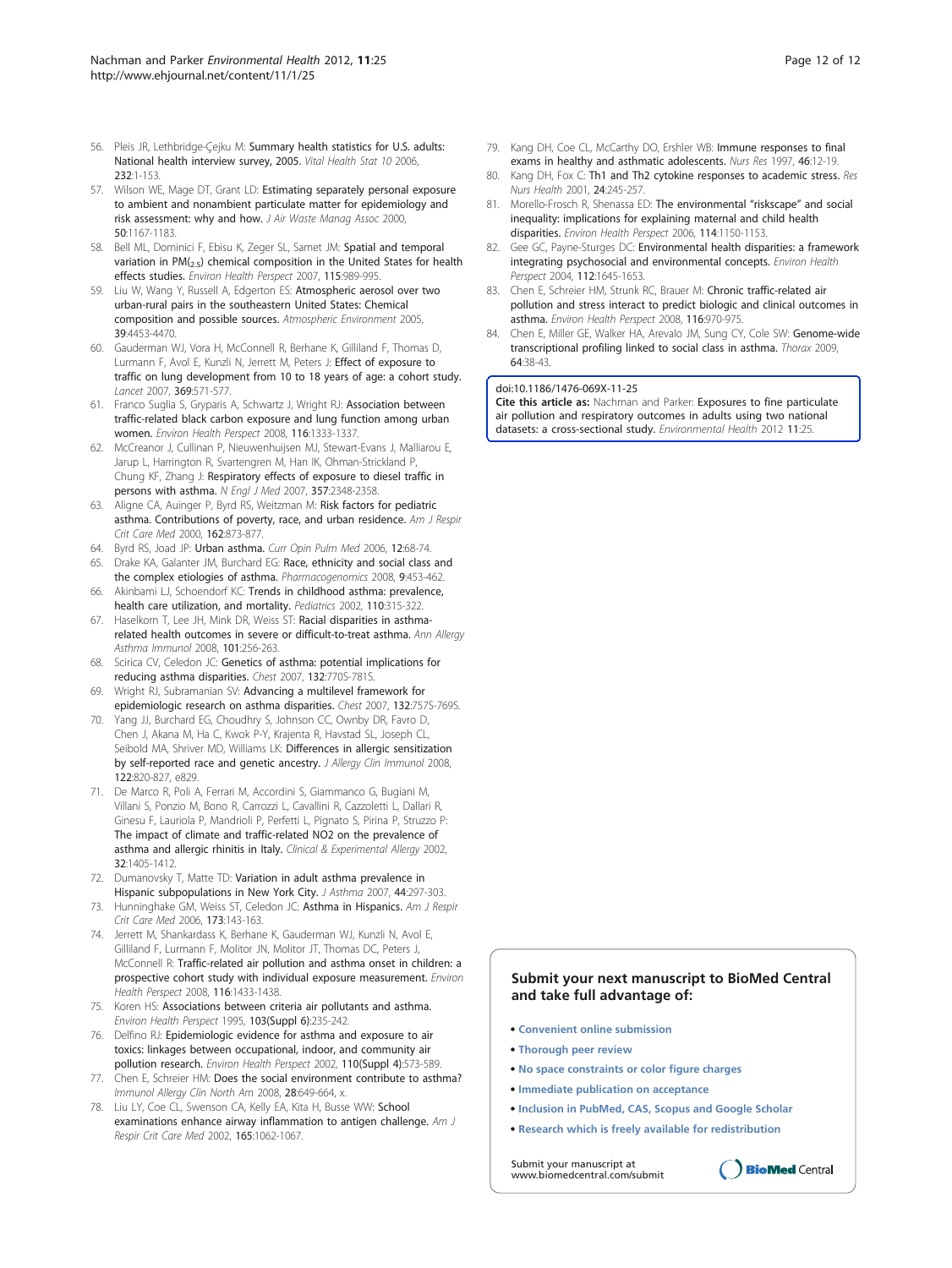56. Pleis JR, Lethbridge-Çejku M: **Summary health statistics for U.S. adults: National health interview survey, 2005.** *Vital Health Stat 10* 2006, **232**:1-153.
57. Wilson WE, Mage DT, Grant LD: **Estimating separately personal exposure to ambient and nonambient particulate matter for epidemiology and risk assessment: why and how.** *J Air Waste Manag Assoc* 2000, **50**:1167-1183.
58. Bell ML, Dominici F, Ebisu K, Zeger SL, Samet JM: **Spatial and temporal variation in PM($_{2.5}$) chemical composition in the United States for health effects studies.** *Environ Health Perspect* 2007, **115**:989-995.
59. Liu W, Wang Y, Russell A, Edgerton ES: **Atmospheric aerosol over two urban-rural pairs in the southeastern United States: Chemical composition and possible sources.** *Atmospheric Environment* 2005, **39**:4453-4470.
60. Gauderman WJ, Vora H, McConnell R, Berhane K, Gilliland F, Thomas D, Lurmann F, Avol E, Kunzli N, Jerrett M, Peters J: **Effect of exposure to traffic on lung development from 10 to 18 years of age: a cohort study.** *Lancet* 2007, **369**:571-577.
61. Franco Suglia S, Gryparis A, Schwartz J, Wright RJ: **Association between traffic-related black carbon exposure and lung function among urban women.** *Environ Health Perspect* 2008, **116**:1333-1337.
62. McCreanor J, Cullinan P, Nieuwenhuijsen MJ, Stewart-Evans J, Malliarou E, Jarup L, Harrington R, Svartengren M, Han IK, Ohman-Strickland P, Chung KF, Zhang J: **Respiratory effects of exposure to diesel traffic in persons with asthma.** *N Engl J Med* 2007, **357**:2348-2358.
63. Aligne CA, Auinger P, Byrd RS, Weitzman M: **Risk factors for pediatric asthma. Contributions of poverty, race, and urban residence.** *Am J Respir Crit Care Med* 2000, **162**:873-877.
64. Byrd RS, Joad JP: **Urban asthma.** *Curr Opin Pulm Med* 2006, **12**:68-74.
65. Drake KA, Galanter JM, Burchard EG: **Race, ethnicity and social class and the complex etiologies of asthma.** *Pharmacogenomics* 2008, **9**:453-462.
66. Akinbami LJ, Schoendorf KC: **Trends in childhood asthma: prevalence, health care utilization, and mortality.** *Pediatrics* 2002, **110**:315-322.
67. Haselkorn T, Lee JH, Mink DR, Weiss ST: **Racial disparities in asthma-related health outcomes in severe or difficult-to-treat asthma.** *Ann Allergy Asthma Immunol* 2008, **101**:256-263.
68. Scirica CV, Celedon JC: **Genetics of asthma: potential implications for reducing asthma disparities.** *Chest* 2007, **132**:770S-781S.
69. Wright RJ, Subramanian SV: **Advancing a multilevel framework for epidemiologic research on asthma disparities.** *Chest* 2007, **132**:757S-769S.
70. Yang JJ, Burchard EG, Choudhry S, Johnson CC, Ownby DR, Favro D, Chen J, Akana M, Ha C, Kwok P-Y, Krajenta R, Havstad SL, Joseph CL, Seibold MA, Shriver MD, Williams LK: **Differences in allergic sensitization by self-reported race and genetic ancestry.** *J Allergy Clin Immunol* 2008, **122**:820-827, e829.
71. De Marco R, Poli A, Ferrari M, Accordini S, Giammanco G, Bugiani M, Villani S, Ponzio M, Bono R, Carrozzi L, Cavallini R, Cazzoletti L, Dallari R, Ginesu F, Lauriola P, Mandrioli P, Perfetti L, Pignato S, Pirina P, Struzzo P: **The impact of climate and traffic-related NO2 on the prevalence of asthma and allergic rhinitis in Italy.** *Clinical & Experimental Allergy* 2002, **32**:1405-1412.
72. Dumanovsky T, Matte TD: **Variation in adult asthma prevalence in Hispanic subpopulations in New York City.** *J Asthma* 2007, **44**:297-303.
73. Hunninghake GM, Weiss ST, Celedon JC: **Asthma in Hispanics.** *Am J Respir Crit Care Med* 2006, **173**:143-163.
74. Jerrett M, Shankardass K, Berhane K, Gauderman WJ, Kunzli N, Avol E, Gilliland F, Lurmann F, Molitor JN, Molitor JT, Thomas DC, Peters J, McConnell R: **Traffic-related air pollution and asthma onset in children: a prospective cohort study with individual exposure measurement.** *Environ Health Perspect* 2008, **116**:1433-1438.
75. Koren HS: **Associations between criteria air pollutants and asthma.** *Environ Health Perspect* 1995, **103(Suppl 6)**:235-242.
76. Delfino RJ: **Epidemiologic evidence for asthma and exposure to air toxics: linkages between occupational, indoor, and community air pollution research.** *Environ Health Perspect* 2002, **110(Suppl 4)**:573-589.
77. Chen E, Schreier HM: **Does the social environment contribute to asthma?** *Immunol Allergy Clin North Am* 2008, **28**:649-664, x.
78. Liu LY, Coe CL, Swenson CA, Kelly EA, Kita H, Busse WW: **School examinations enhance airway inflammation to antigen challenge.** *Am J Respir Crit Care Med* 2002, **165**:1062-1067.
79. Kang DH, Coe CL, McCarthy DO, Ershler WB: **Immune responses to final exams in healthy and asthmatic adolescents.** *Nurs Res* 1997, **46**:12-19.
80. Kang DH, Fox C: **Th1 and Th2 cytokine responses to academic stress.** *Res Nurs Health* 2001, **24**:245-257.
81. Morello-Frosch R, Shenassa ED: **The environmental "riskscape" and social inequality: implications for explaining maternal and child health disparities.** *Environ Health Perspect* 2006, **114**:1150-1153.
82. Gee GC, Payne-Sturges DC: **Environmental health disparities: a framework integrating psychosocial and environmental concepts.** *Environ Health Perspect* 2004, **112**:1645-1653.
83. Chen E, Schreier HM, Strunk RC, Brauer M: **Chronic traffic-related air pollution and stress interact to predict biologic and clinical outcomes in asthma.** *Environ Health Perspect* 2008, **116**:970-975.
84. Chen E, Miller GE, Walker HA, Arevalo JM, Sung CY, Cole SW: **Genome-wide transcriptional profiling linked to social class in asthma.** *Thorax* 2009, **64**:38-43.

doi:10.1186/1476-069X-11-25

**Cite this article as:** Nachman and Parker: Exposures to fine particulate air pollution and respiratory outcomes in adults using two national datasets: a cross-sectional study. *Environmental Health* 2012 **11**:25.

**Submit your next manuscript to BioMed Central and take full advantage of:**

- **Convenient online submission**
- **Thorough peer review**
- **No space constraints or color figure charges**
- **Immediate publication on acceptance**
- **Inclusion in PubMed, CAS, Scopus and Google Scholar**
- **Research which is freely available for redistribution**

Submit your manuscript at www.biomedcentral.com/submit

BioMed Central